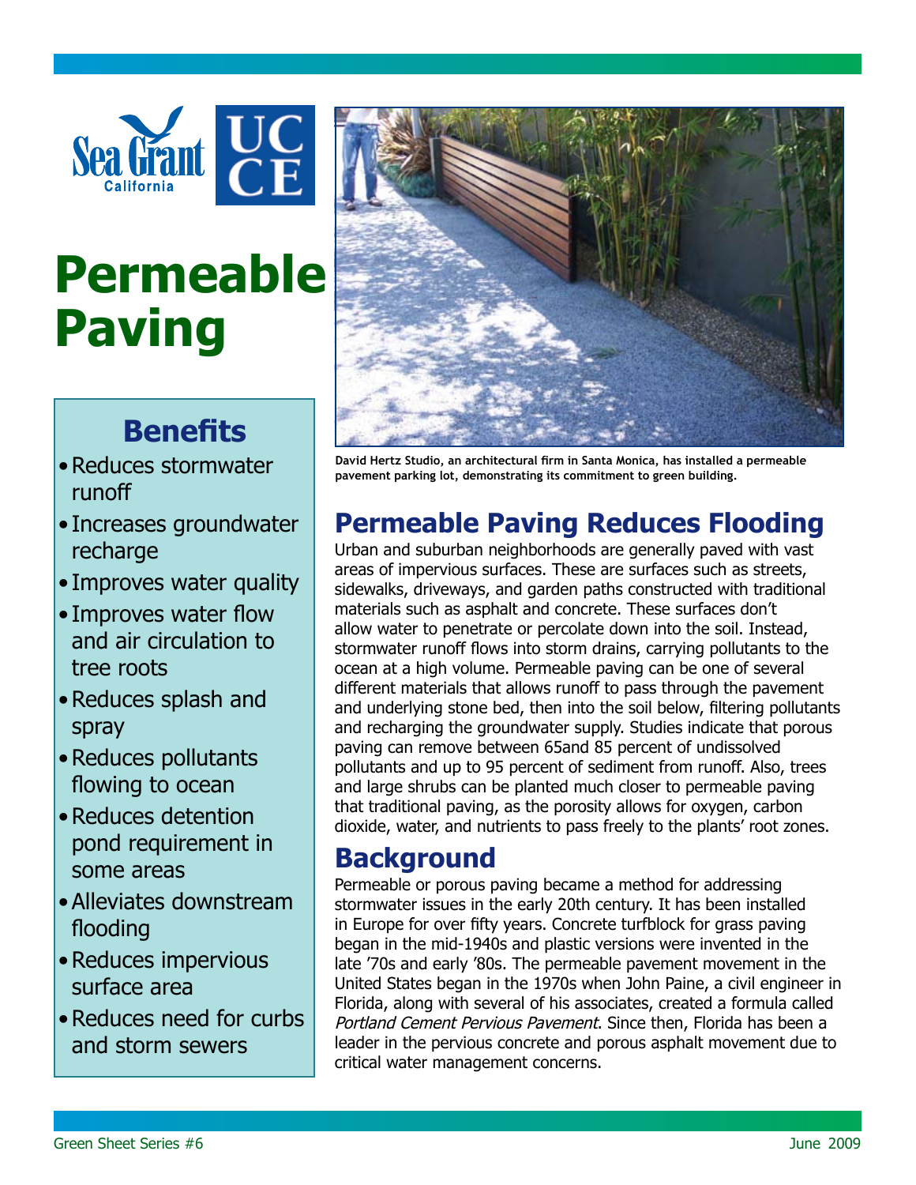Sea Grant California | UCCE

# Permeable Paving

## Benefits

- Reduces stormwater runoff
- Increases groundwater recharge
- Improves water quality
- Improves water flow and air circulation to tree roots
- Reduces splash and spray
- Reduces pollutants flowing to ocean
- Reduces detention pond requirement in some areas
- Alleviates downstream flooding
- Reduces impervious surface area
- Reduces need for curbs and storm sewers

**David Hertz Studio, an architectural firm in Santa Monica, has installed a permeable pavement parking lot, demonstrating its commitment to green building.**

## Permeable Paving Reduces Flooding

Urban and suburban neighborhoods are generally paved with vast areas of impervious surfaces. These are surfaces such as streets, sidewalks, driveways, and garden paths constructed with traditional materials such as asphalt and concrete. These surfaces don't allow water to penetrate or percolate down into the soil. Instead, stormwater runoff flows into storm drains, carrying pollutants to the ocean at a high volume. Permeable paving can be one of several different materials that allows runoff to pass through the pavement and underlying stone bed, then into the soil below, filtering pollutants and recharging the groundwater supply. Studies indicate that porous paving can remove between 65and 85 percent of undissolved pollutants and up to 95 percent of sediment from runoff. Also, trees and large shrubs can be planted much closer to permeable paving that traditional paving, as the porosity allows for oxygen, carbon dioxide, water, and nutrients to pass freely to the plants' root zones.

## Background

Permeable or porous paving became a method for addressing stormwater issues in the early 20th century. It has been installed in Europe for over fifty years. Concrete turfblock for grass paving began in the mid-1940s and plastic versions were invented in the late '70s and early '80s. The permeable pavement movement in the United States began in the 1970s when John Paine, a civil engineer in Florida, along with several of his associates, created a formula called *Portland Cement Pervious Pavement*. Since then, Florida has been a leader in the pervious concrete and porous asphalt movement due to critical water management concerns.

Green Sheet Series #6 June 2009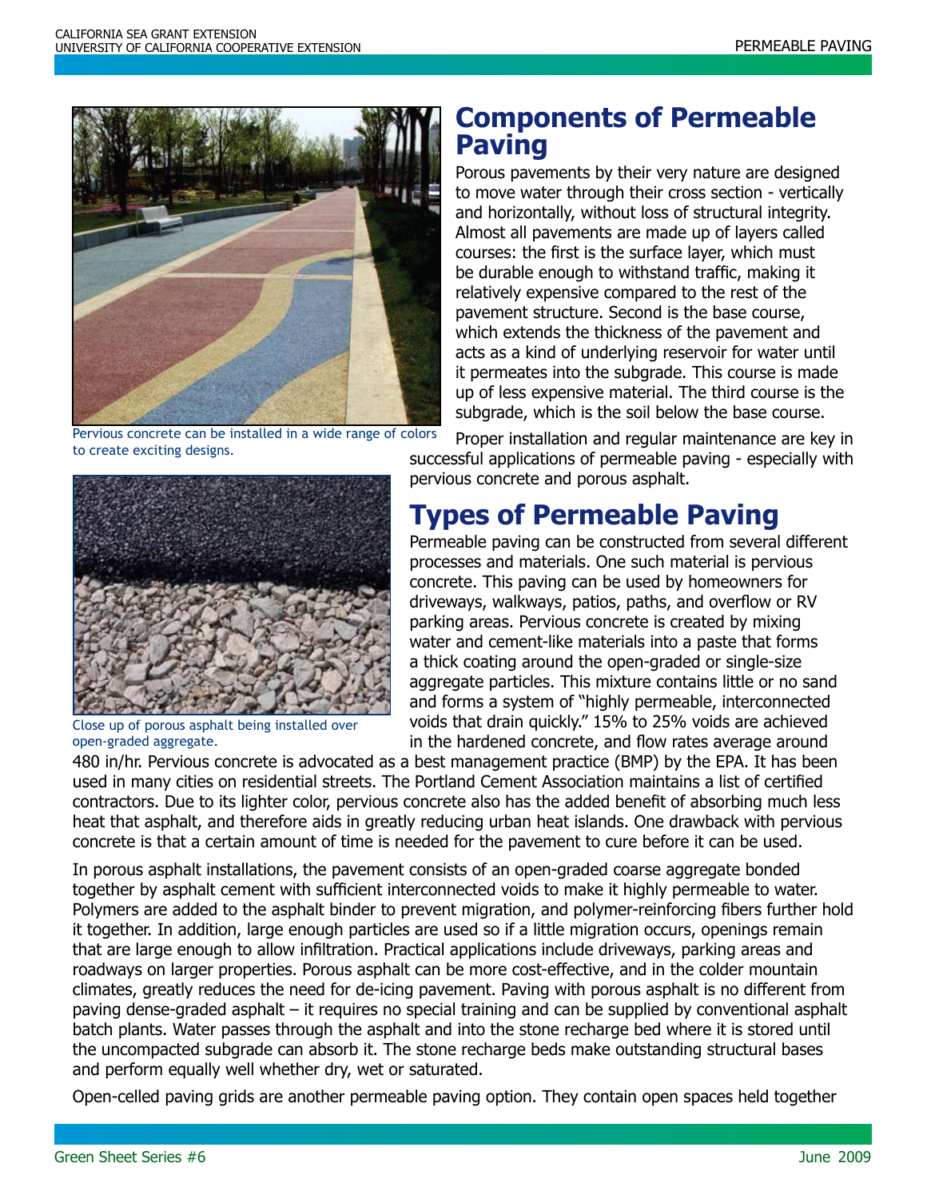Pervious concrete can be installed in a wide range of colors to create exciting designs.

Close up of porous asphalt being installed over open-graded aggregate.

## Components of Permeable Paving

Porous pavements by their very nature are designed to move water through their cross section - vertically and horizontally, without loss of structural integrity. Almost all pavements are made up of layers called courses: the first is the surface layer, which must be durable enough to withstand traffic, making it relatively expensive compared to the rest of the pavement structure. Second is the base course, which extends the thickness of the pavement and acts as a kind of underlying reservoir for water until it permeates into the subgrade. This course is made up of less expensive material. The third course is the subgrade, which is the soil below the base course.

Proper installation and regular maintenance are key in successful applications of permeable paving - especially with pervious concrete and porous asphalt.

## Types of Permeable Paving

Permeable paving can be constructed from several different processes and materials. One such material is pervious concrete. This paving can be used by homeowners for driveways, walkways, patios, paths, and overflow or RV parking areas. Pervious concrete is created by mixing water and cement-like materials into a paste that forms a thick coating around the open-graded or single-size aggregate particles. This mixture contains little or no sand and forms a system of "highly permeable, interconnected voids that drain quickly." 15% to 25% voids are achieved in the hardened concrete, and flow rates average around 480 in/hr. Pervious concrete is advocated as a best management practice (BMP) by the EPA. It has been used in many cities on residential streets. The Portland Cement Association maintains a list of certified contractors. Due to its lighter color, pervious concrete also has the added benefit of absorbing much less heat that asphalt, and therefore aids in greatly reducing urban heat islands. One drawback with pervious concrete is that a certain amount of time is needed for the pavement to cure before it can be used.

In porous asphalt installations, the pavement consists of an open-graded coarse aggregate bonded together by asphalt cement with sufficient interconnected voids to make it highly permeable to water. Polymers are added to the asphalt binder to prevent migration, and polymer-reinforcing fibers further hold it together. In addition, large enough particles are used so if a little migration occurs, openings remain that are large enough to allow infiltration. Practical applications include driveways, parking areas and roadways on larger properties. Porous asphalt can be more cost-effective, and in the colder mountain climates, greatly reduces the need for de-icing pavement. Paving with porous asphalt is no different from paving dense-graded asphalt – it requires no special training and can be supplied by conventional asphalt batch plants. Water passes through the asphalt and into the stone recharge bed where it is stored until the uncompacted subgrade can absorb it. The stone recharge beds make outstanding structural bases and perform equally well whether dry, wet or saturated.

Open-celled paving grids are another permeable paving option. They contain open spaces held together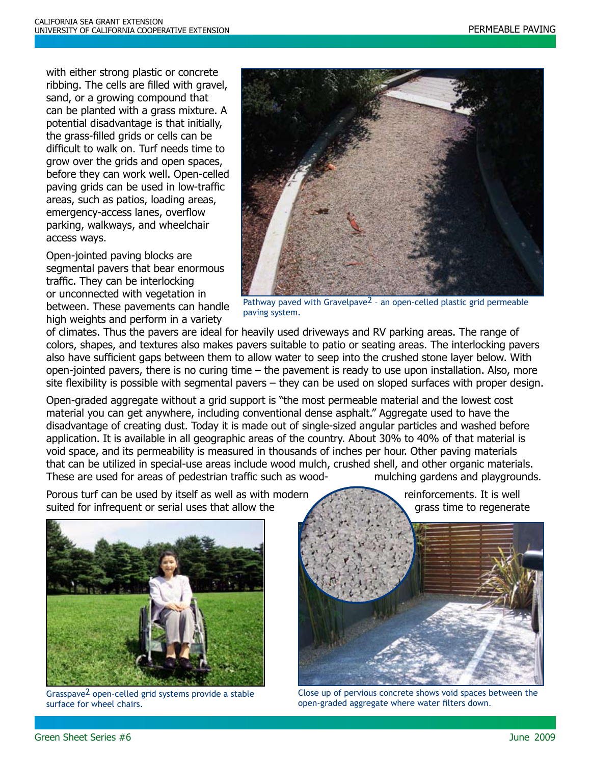with either strong plastic or concrete ribbing. The cells are filled with gravel, sand, or a growing compound that can be planted with a grass mixture. A potential disadvantage is that initially, the grass-filled grids or cells can be difficult to walk on. Turf needs time to grow over the grids and open spaces, before they can work well. Open-celled paving grids can be used in low-traffic areas, such as patios, loading areas, emergency-access lanes, overflow parking, walkways, and wheelchair access ways.

Open-jointed paving blocks are segmental pavers that bear enormous traffic. They can be interlocking or unconnected with vegetation in between. These pavements can handle high weights and perform in a variety of climates. Thus the pavers are ideal for heavily used driveways and RV parking areas. The range of colors, shapes, and textures also makes pavers suitable to patio or seating areas. The interlocking pavers also have sufficient gaps between them to allow water to seep into the crushed stone layer below. With open-jointed pavers, there is no curing time – the pavement is ready to use upon installation. Also, more site flexibility is possible with segmental pavers – they can be used on sloped surfaces with proper design.

Pathway paved with Gravelpave2 – an open-celled plastic grid permeable paving system.

Open-graded aggregate without a grid support is "the most permeable material and the lowest cost material you can get anywhere, including conventional dense asphalt." Aggregate used to have the disadvantage of creating dust. Today it is made out of single-sized angular particles and washed before application. It is available in all geographic areas of the country. About 30% to 40% of that material is void space, and its permeability is measured in thousands of inches per hour. Other paving materials that can be utilized in special-use areas include wood mulch, crushed shell, and other organic materials. These are used for areas of pedestrian traffic such as wood-mulching gardens and playgrounds.

Porous turf can be used by itself as well as with modern reinforcements. It is well suited for infrequent or serial uses that allow the grass time to regenerate

Grasspave2 open-celled grid systems provide a stable surface for wheel chairs.

Close up of pervious concrete shows void spaces between the open-graded aggregate where water filters down.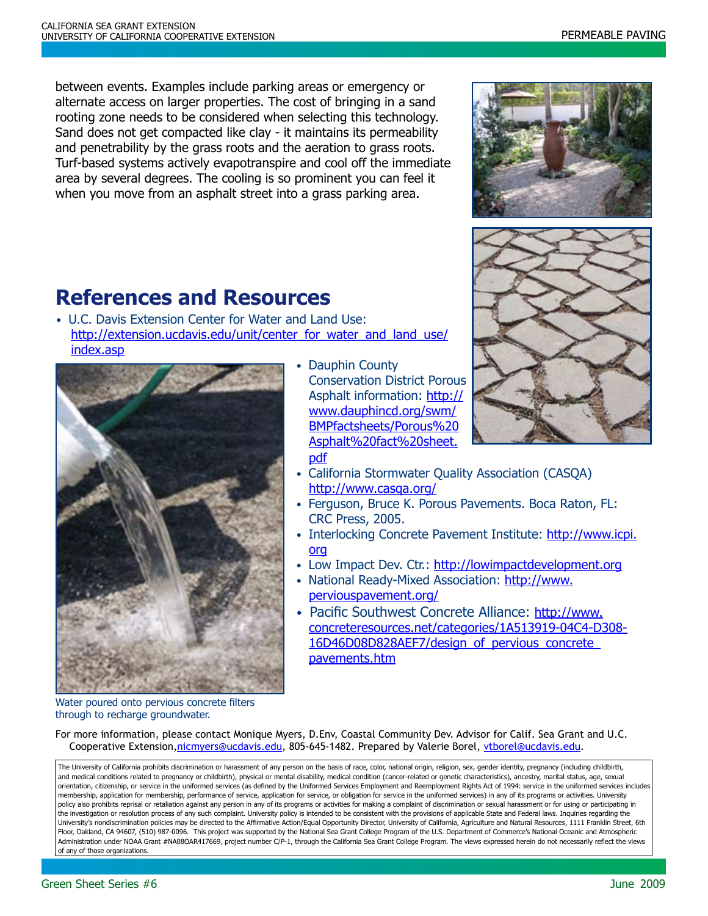between events. Examples include parking areas or emergency or alternate access on larger properties. The cost of bringing in a sand rooting zone needs to be considered when selecting this technology. Sand does not get compacted like clay - it maintains its permeability and penetrability by the grass roots and the aeration to grass roots. Turf-based systems actively evapotranspire and cool off the immediate area by several degrees. The cooling is so prominent you can feel it when you move from an asphalt street into a grass parking area.

## References and Resources

- U.C. Davis Extension Center for Water and Land Use: http://extension.ucdavis.edu/unit/center_for_water_and_land_use/index.asp
- Dauphin County Conservation District Porous Asphalt information: http://www.dauphincd.org/swm/BMPfactsheets/Porous%20Asphalt%20fact%20sheet.pdf
- California Stormwater Quality Association (CASQA) http://www.casqa.org/
- Ferguson, Bruce K. Porous Pavements. Boca Raton, FL: CRC Press, 2005.
- Interlocking Concrete Pavement Institute: http://www.icpi.org
- Low Impact Dev. Ctr.: http://lowimpactdevelopment.org
- National Ready-Mixed Association: http://www.perviouspavement.org/
- Pacific Southwest Concrete Alliance: http://www.concreteresources.net/categories/1A513919-04C4-D308-16D46D08D828AEF7/design_of_pervious_concrete_pavements.htm

Water poured onto pervious concrete filters through to recharge groundwater.

For more information, please contact Monique Myers, D.Env, Coastal Community Dev. Advisor for Calif. Sea Grant and U.C. Cooperative Extension, nicmyers@ucdavis.edu, 805-645-1482. Prepared by Valerie Borel, vtborel@ucdavis.edu.

The University of California prohibits discrimination or harassment of any person on the basis of race, color, national origin, religion, sex, gender identity, pregnancy (including childbirth, and medical conditions related to pregnancy or childbirth), physical or mental disability, medical condition (cancer-related or genetic characteristics), ancestry, marital status, age, sexual orientation, citizenship, or service in the uniformed services (as defined by the Uniformed Services Employment and Reemployment Rights Act of 1994: service in the uniformed services includes membership, application for membership, performance of service, application for service, or obligation for service in the uniformed services) in any of its programs or activities. University policy also prohibits reprisal or retaliation against any person in any of its programs or activities for making a complaint of discrimination or sexual harassment or for using or participating in the investigation or resolution process of any such complaint. University policy is intended to be consistent with the provisions of applicable State and Federal laws. Inquiries regarding the University's nondiscrimination policies may be directed to the Affirmative Action/Equal Opportunity Director, University of California, Agriculture and Natural Resources, 1111 Franklin Street, 6th Floor, Oakland, CA 94607, (510) 987-0096. This project was supported by the National Sea Grant College Program of the U.S. Department of Commerce's National Oceanic and Atmospheric Administration under NOAA Grant #NA08OAR417669, project number C/P-1, through the California Sea Grant College Program. The views expressed herein do not necessarily reflect the views of any of those organizations.